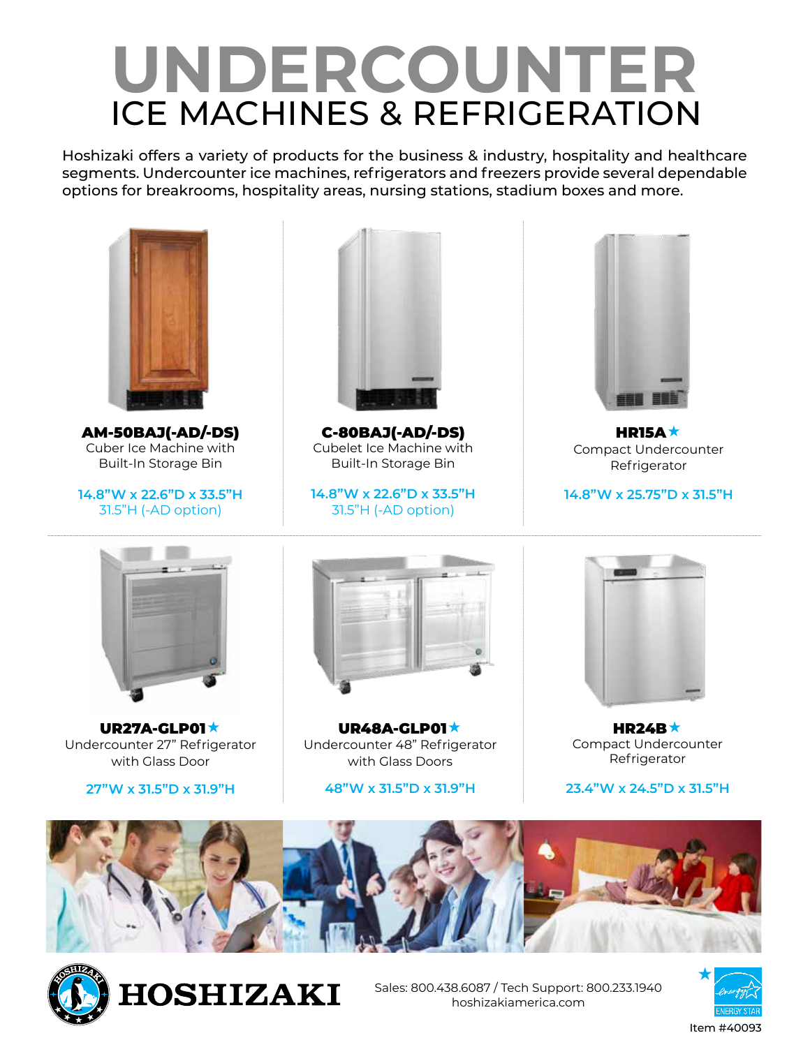# UNDERCOUNTER
## ICE MACHINES & REFRIGERATION

Hoshizaki offers a variety of products for the business & industry, hospitality and healthcare segments. Undercounter ice machines, refrigerators and freezers provide several dependable options for breakrooms, hospitality areas, nursing stations, stadium boxes and more.

**AM-50BAJ(-AD/-DS)**
Cuber Ice Machine with Built-In Storage Bin

14.8"W x 22.6"D x 33.5"H
31.5"H (-AD option)

**C-80BAJ(-AD/-DS)**
Cubelet Ice Machine with Built-In Storage Bin

14.8"W x 22.6"D x 33.5"H
31.5"H (-AD option)

**HR15A★**
Compact Undercounter Refrigerator

14.8"W x 25.75"D x 31.5"H

**UR27A-GLP01★**
Undercounter 27" Refrigerator with Glass Door

27"W x 31.5"D x 31.9"H

**UR48A-GLP01★**
Undercounter 48" Refrigerator with Glass Doors

48"W x 31.5"D x 31.9"H

**HR24B★**
Compact Undercounter Refrigerator

23.4"W x 24.5"D x 31.5"H

HOSHIZAKI

Sales: 800.438.6087 / Tech Support: 800.233.1940
hoshizakiamerica.com

★ ENERGY STAR

Item #40093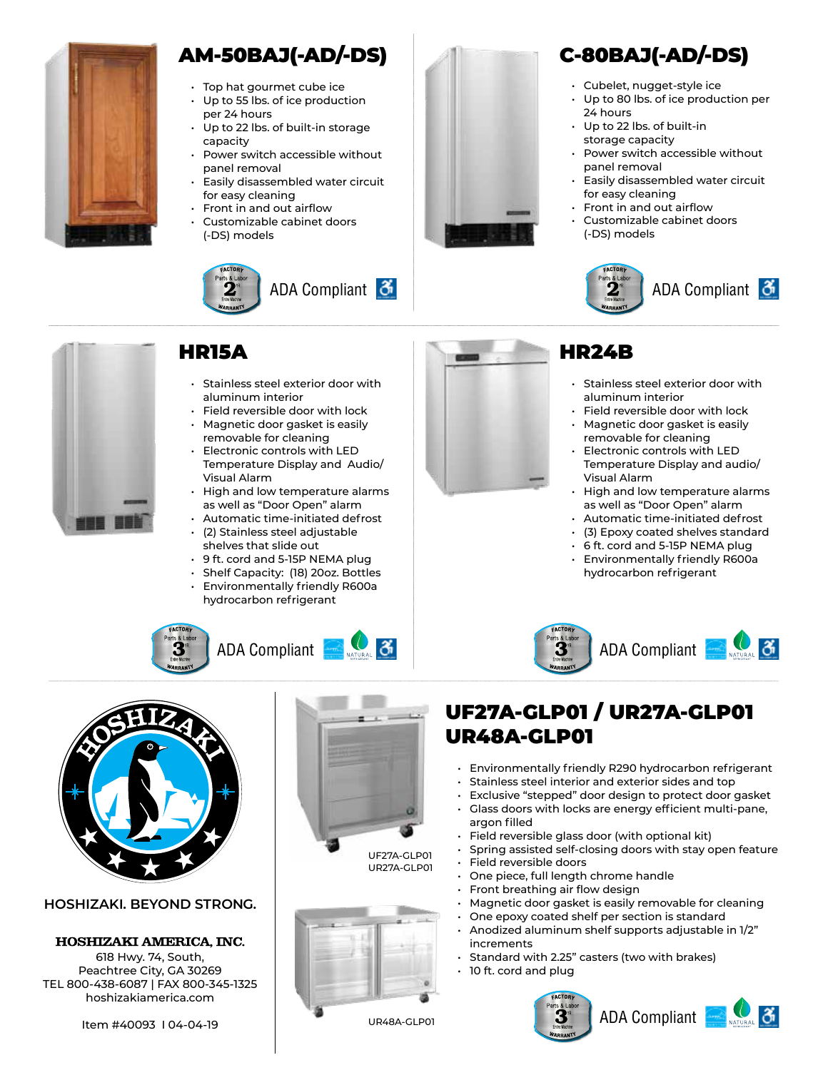## AM-50BAJ(-AD/-DS)

- Top hat gourmet cube ice
- Up to 55 lbs. of ice production per 24 hours
- Up to 22 lbs. of built-in storage capacity
- Power switch accessible without panel removal
- Easily disassembled water circuit for easy cleaning
- Front in and out airflow
- Customizable cabinet doors (-DS) models

FACTORY Parts & Labor 2 YR Entire Machine WARRANTY

ADA Compliant

## C-80BAJ(-AD/-DS)

- Cubelet, nugget-style ice
- Up to 80 lbs. of ice production per 24 hours
- Up to 22 lbs. of built-in storage capacity
- Power switch accessible without panel removal
- Easily disassembled water circuit for easy cleaning
- Front in and out airflow
- Customizable cabinet doors (-DS) models

FACTORY Parts & Labor 2 YR Entire Machine WARRANTY

ADA Compliant

## HR15A

- Stainless steel exterior door with aluminum interior
- Field reversible door with lock
- Magnetic door gasket is easily removable for cleaning
- Electronic controls with LED Temperature Display and Audio/ Visual Alarm
- High and low temperature alarms as well as "Door Open" alarm
- Automatic time-initiated defrost
- (2) Stainless steel adjustable shelves that slide out
- 9 ft. cord and 5-15P NEMA plug
- Shelf Capacity: (18) 20oz. Bottles
- Environmentally friendly R600a hydrocarbon refrigerant

FACTORY Parts & Labor 3 YR Entire Machine WARRANTY

ADA Compliant

## HR24B

- Stainless steel exterior door with aluminum interior
- Field reversible door with lock
- Magnetic door gasket is easily removable for cleaning
- Electronic controls with LED Temperature Display and audio/ Visual Alarm
- High and low temperature alarms as well as "Door Open" alarm
- Automatic time-initiated defrost
- (3) Epoxy coated shelves standard
- 6 ft. cord and 5-15P NEMA plug
- Environmentally friendly R600a hydrocarbon refrigerant

FACTORY Parts & Labor 3 YR Entire Machine WARRANTY

ADA Compliant

## UF27A-GLP01 / UR27A-GLP01 UR48A-GLP01

UF27A-GLP01
UR27A-GLP01

UR48A-GLP01

- Environmentally friendly R290 hydrocarbon refrigerant
- Stainless steel interior and exterior sides and top
- Exclusive "stepped" door design to protect door gasket
- Glass doors with locks are energy efficient multi-pane, argon filled
- Field reversible glass door (with optional kit)
- Spring assisted self-closing doors with stay open feature
- Field reversible doors
- One piece, full length chrome handle
- Front breathing air flow design
- Magnetic door gasket is easily removable for cleaning
- One epoxy coated shelf per section is standard
- Anodized aluminum shelf supports adjustable in 1/2" increments
- Standard with 2.25" casters (two with brakes)
- 10 ft. cord and plug

FACTORY Parts & Labor 3 YR Entire Machine WARRANTY

ADA Compliant

HOSHIZAKI

HOSHIZAKI. BEYOND STRONG.

**HOSHIZAKI AMERICA, INC.**
618 Hwy. 74, South,
Peachtree City, GA 30269
TEL 800-438-6087 | FAX 800-345-1325
hoshizakiamerica.com

Item #40093 I 04-04-19